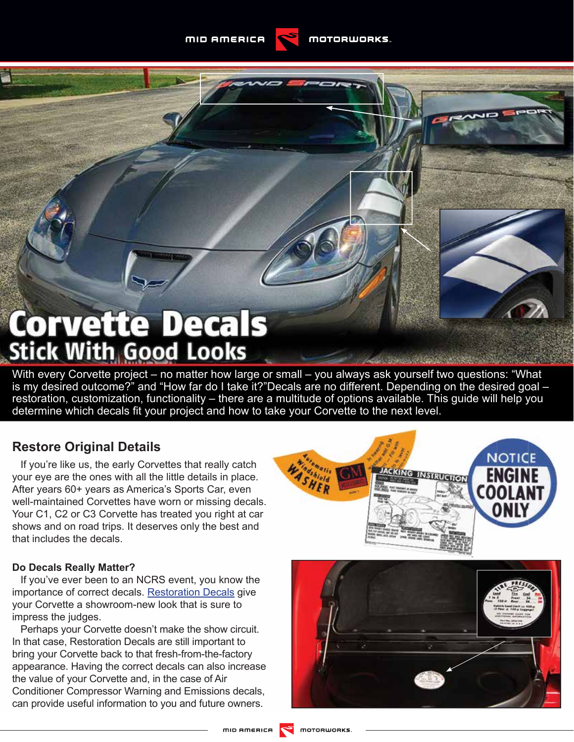# Corvette Decals

## Stick With Good Looks

With every Corvette project – no matter how large or small – you always ask yourself two questions: "What is my desired outcome?" and "How far do I take it?"Decals are no different. Depending on the desired goal – restoration, customization, functionality – there are a multitude of options available. This guide will help you determine which decals fit your project and how to take your Corvette to the next level.

## Restore Original Details

If you're like us, the early Corvettes that really catch your eye are the ones with all the little details in place. After years 60+ years as America's Sports Car, even well-maintained Corvettes have worn or missing decals. Your C1, C2 or C3 Corvette has treated you right at car shows and on road trips. It deserves only the best and that includes the decals.

### Do Decals Really Matter?

If you've ever been to an NCRS event, you know the importance of correct decals. Restoration Decals give your Corvette a showroom-new look that is sure to impress the judges.

Perhaps your Corvette doesn't make the show circuit. In that case, Restoration Decals are still important to bring your Corvette back to that fresh-from-the-factory appearance. Having the correct decals can also increase the value of your Corvette and, in the case of Air Conditioner Compressor Warning and Emissions decals, can provide useful information to you and future owners.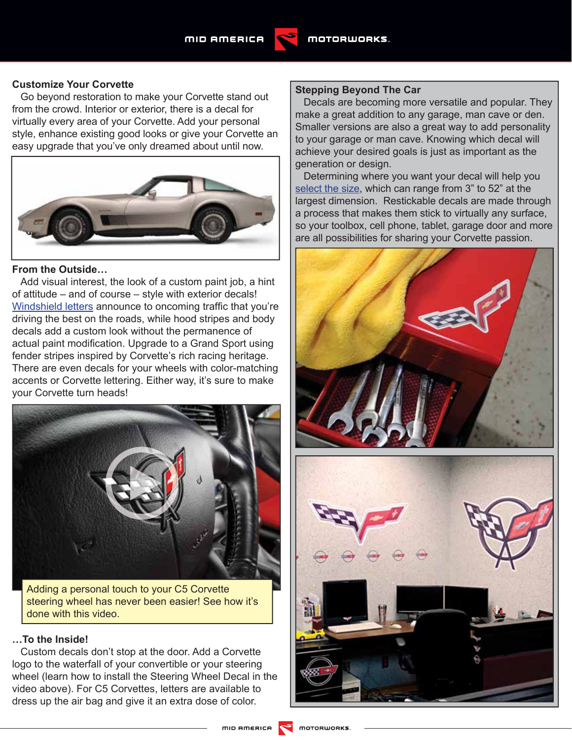## Customize Your Corvette

Go beyond restoration to make your Corvette stand out from the crowd. Interior or exterior, there is a decal for virtually every area of your Corvette. Add your personal style, enhance existing good looks or give your Corvette an easy upgrade that you've only dreamed about until now.

## From the Outside…

Add visual interest, the look of a custom paint job, a hint of attitude – and of course – style with exterior decals! Windshield letters announce to oncoming traffic that you're driving the best on the roads, while hood stripes and body decals add a custom look without the permanence of actual paint modification. Upgrade to a Grand Sport using fender stripes inspired by Corvette's rich racing heritage. There are even decals for your wheels with color-matching accents or Corvette lettering. Either way, it's sure to make your Corvette turn heads!

Adding a personal touch to your C5 Corvette steering wheel has never been easier! See how it's done with this video.

## …To the Inside!

Custom decals don't stop at the door. Add a Corvette logo to the waterfall of your convertible or your steering wheel (learn how to install the Steering Wheel Decal in the video above). For C5 Corvettes, letters are available to dress up the air bag and give it an extra dose of color.

## Stepping Beyond The Car

Decals are becoming more versatile and popular. They make a great addition to any garage, man cave or den. Smaller versions are also a great way to add personality to your garage or man cave. Knowing which decal will achieve your desired goals is just as important as the generation or design.

Determining where you want your decal will help you select the size, which can range from 3" to 52" at the largest dimension. Restickable decals are made through a process that makes them stick to virtually any surface, so your toolbox, cell phone, tablet, garage door and more are all possibilities for sharing your Corvette passion.